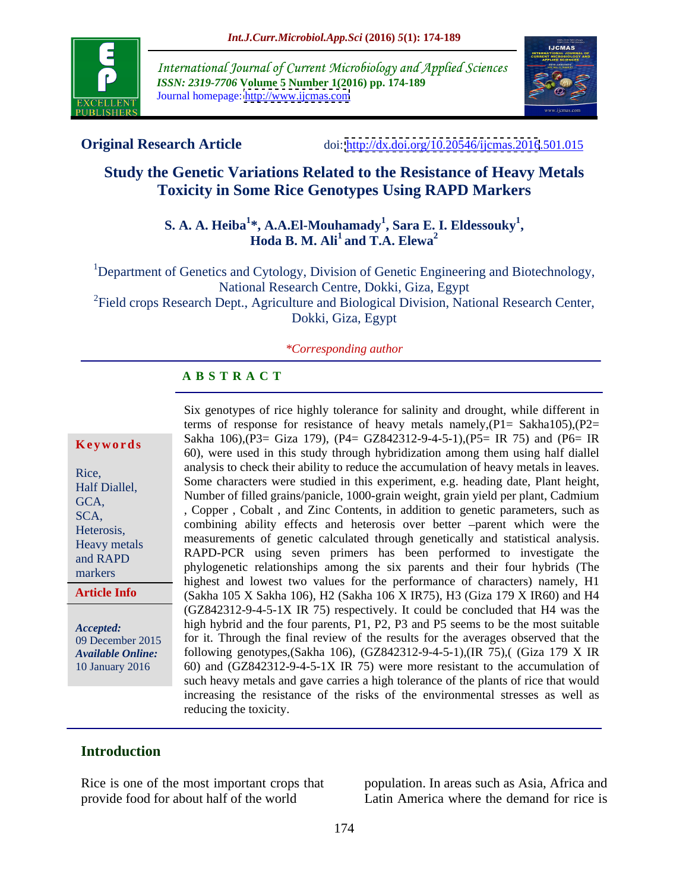International Journal of Current Microbiology and Applied Sciences
*ISSN: 2319-7706* **Volume 5 Number 1(2016) pp. 174-189**
Journal homepage: http://www.ijcmas.com

**Original Research Article** doi: http://dx.doi.org/10.20546/ijcmas.2016.501.015

# Study the Genetic Variations Related to the Resistance of Heavy Metals Toxicity in Some Rice Genotypes Using RAPD Markers

**S. A. A. Heiba[1]*, A.A.El-Mouhamady[1], Sara E. I. Eldessouky[1], Hoda B. M. Ali[1] and T.A. Elewa[2]**

[1]Department of Genetics and Cytology, Division of Genetic Engineering and Biotechnology, National Research Centre, Dokki, Giza, Egypt

[2]Field crops Research Dept., Agriculture and Biological Division, National Research Center, Dokki, Giza, Egypt

*\*Corresponding author*

## ABSTRACT

**Keywords**

Rice, Half Diallel, GCA, SCA, Heterosis, Heavy metals and RAPD markers

**Article Info**

*Accepted:* 09 December 2015
*Available Online:* 10 January 2016

Six genotypes of rice highly tolerance for salinity and drought, while different in terms of response for resistance of heavy metals namely,(P1= Sakha105),(P2= Sakha 106),(P3= Giza 179), (P4= GZ842312-9-4-5-1),(P5= IR 75) and (P6= IR 60), were used in this study through hybridization among them using half diallel analysis to check their ability to reduce the accumulation of heavy metals in leaves. Some characters were studied in this experiment, e.g. heading date, Plant height, Number of filled grains/panicle, 1000-grain weight, grain yield per plant, Cadmium , Copper , Cobalt , and Zinc Contents, in addition to genetic parameters, such as combining ability effects and heterosis over better –parent which were the measurements of genetic calculated through genetically and statistical analysis. RAPD-PCR using seven primers has been performed to investigate the phylogenetic relationships among the six parents and their four hybrids (The highest and lowest two values for the performance of characters) namely, H1 (Sakha 105 X Sakha 106), H2 (Sakha 106 X IR75), H3 (Giza 179 X IR60) and H4 (GZ842312-9-4-5-1X IR 75) respectively. It could be concluded that H4 was the high hybrid and the four parents, P1, P2, P3 and P5 seems to be the most suitable for it. Through the final review of the results for the averages observed that the following genotypes,(Sakha 106), (GZ842312-9-4-5-1),(IR 75),( (Giza 179 X IR 60) and (GZ842312-9-4-5-1X IR 75) were more resistant to the accumulation of such heavy metals and gave carries a high tolerance of the plants of rice that would increasing the resistance of the risks of the environmental stresses as well as reducing the toxicity.

## Introduction

Rice is one of the most important crops that provide food for about half of the world population. In areas such as Asia, Africa and Latin America where the demand for rice is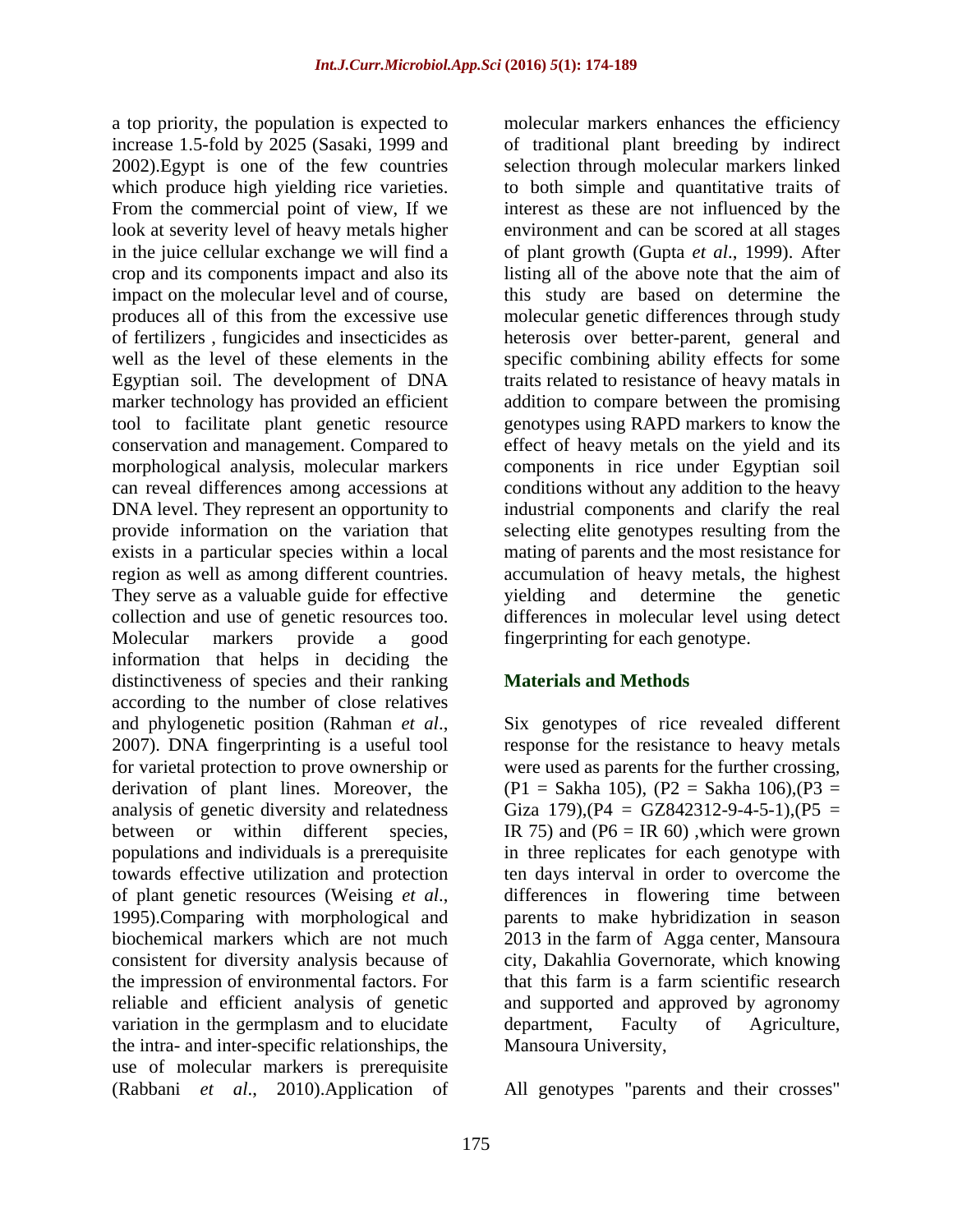a top priority, the population is expected to increase 1.5-fold by 2025 (Sasaki, 1999 and 2002).Egypt is one of the few countries which produce high yielding rice varieties. From the commercial point of view, If we look at severity level of heavy metals higher in the juice cellular exchange we will find a crop and its components impact and also its impact on the molecular level and of course, produces all of this from the excessive use of fertilizers , fungicides and insecticides as well as the level of these elements in the Egyptian soil. The development of DNA marker technology has provided an efficient tool to facilitate plant genetic resource conservation and management. Compared to morphological analysis, molecular markers can reveal differences among accessions at DNA level. They represent an opportunity to provide information on the variation that exists in a particular species within a local region as well as among different countries. They serve as a valuable guide for effective collection and use of genetic resources too. Molecular markers provide a good information that helps in deciding the distinctiveness of species and their ranking according to the number of close relatives and phylogenetic position (Rahman *et al*., 2007). DNA fingerprinting is a useful tool for varietal protection to prove ownership or derivation of plant lines. Moreover, the analysis of genetic diversity and relatedness between or within different species, populations and individuals is a prerequisite towards effective utilization and protection of plant genetic resources (Weising *et al*., 1995).Comparing with morphological and biochemical markers which are not much consistent for diversity analysis because of the impression of environmental factors. For reliable and efficient analysis of genetic variation in the germplasm and to elucidate the intra- and inter-specific relationships, the use of molecular markers is prerequisite (Rabbani *et al*., 2010).Application of molecular markers enhances the efficiency of traditional plant breeding by indirect selection through molecular markers linked to both simple and quantitative traits of interest as these are not influenced by the environment and can be scored at all stages of plant growth (Gupta *et al*., 1999). After listing all of the above note that the aim of this study are based on determine the molecular genetic differences through study heterosis over better-parent, general and specific combining ability effects for some traits related to resistance of heavy matals in addition to compare between the promising genotypes using RAPD markers to know the effect of heavy metals on the yield and its components in rice under Egyptian soil conditions without any addition to the heavy industrial components and clarify the real selecting elite genotypes resulting from the mating of parents and the most resistance for accumulation of heavy metals, the highest yielding and determine the genetic differences in molecular level using detect fingerprinting for each genotype.

## Materials and Methods

Six genotypes of rice revealed different response for the resistance to heavy metals were used as parents for the further crossing, (P1 = Sakha 105), (P2 = Sakha 106),(P3 = Giza 179),(P4 = GZ842312-9-4-5-1),(P5 = IR 75) and (P6 = IR 60) ,which were grown in three replicates for each genotype with ten days interval in order to overcome the differences in flowering time between parents to make hybridization in season 2013 in the farm of Agga center, Mansoura city, Dakahlia Governorate, which knowing that this farm is a farm scientific research and supported and approved by agronomy department, Faculty of Agriculture, Mansoura University,

All genotypes "parents and their crosses"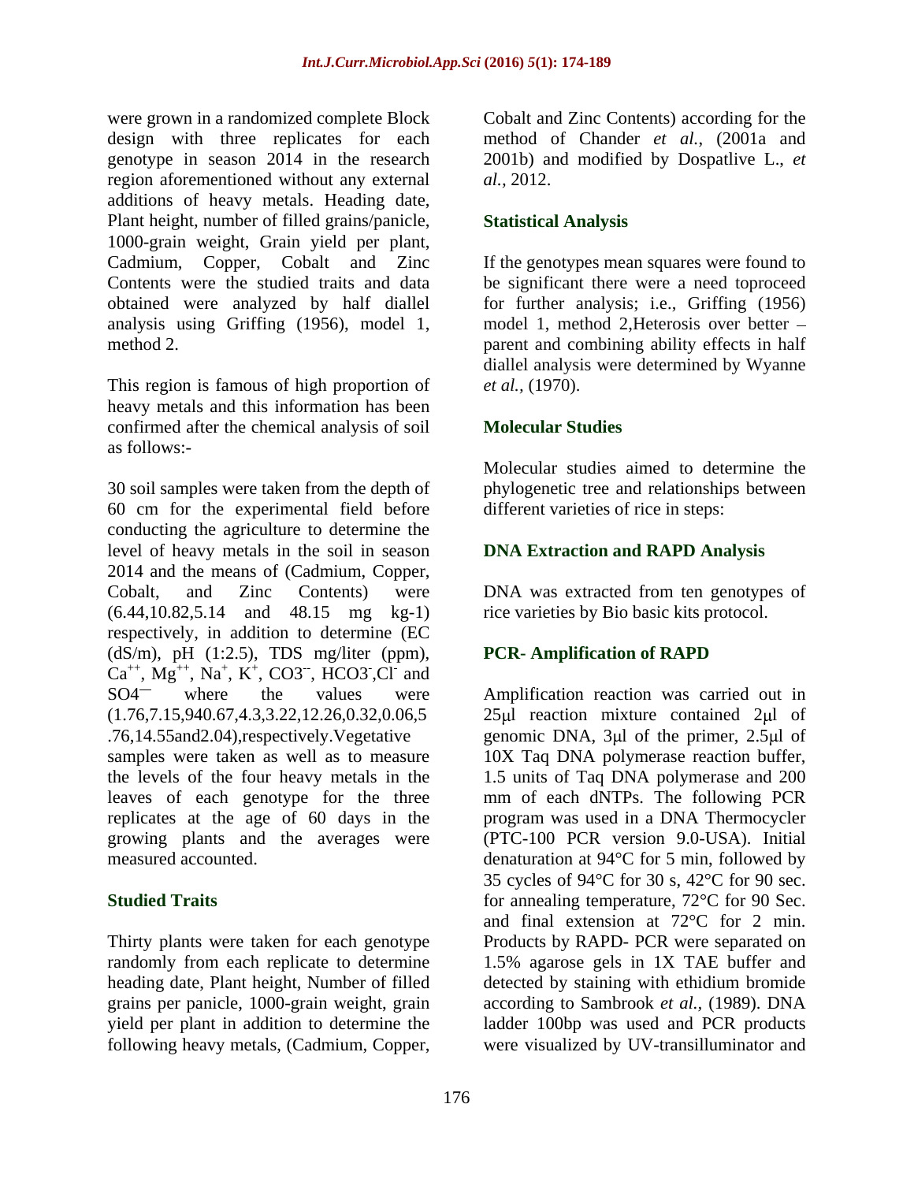were grown in a randomized complete Block design with three replicates for each genotype in season 2014 in the research region aforementioned without any external additions of heavy metals. Heading date, Plant height, number of filled grains/panicle, 1000-grain weight, Grain yield per plant, Cadmium, Copper, Cobalt and Zinc Contents were the studied traits and data obtained were analyzed by half diallel analysis using Griffing (1956), model 1, method 2.

This region is famous of high proportion of heavy metals and this information has been confirmed after the chemical analysis of soil as follows:-

30 soil samples were taken from the depth of 60 cm for the experimental field before conducting the agriculture to determine the level of heavy metals in the soil in season 2014 and the means of (Cadmium, Copper, Cobalt, and Zinc Contents) were (6.44,10.82,5.14 and 48.15 mg kg-1) respectively, in addition to determine (EC (dS/m), pH (1:2.5), TDS mg/liter (ppm), $Ca^{++}$, $Mg^{++}$, $Na^{+}$, $K^{+}$, $CO3^{--}$, $HCO3^{-}$,$Cl^{-}$ and SO4— where the values were (1.76,7.15,940.67,4.3,3.22,12.26,0.32,0.06,5.76,14.55and2.04),respectively.Vegetative samples were taken as well as to measure the levels of the four heavy metals in the leaves of each genotype for the three replicates at the age of 60 days in the growing plants and the averages were measured accounted.

## Studied Traits

Thirty plants were taken for each genotype randomly from each replicate to determine heading date, Plant height, Number of filled grains per panicle, 1000-grain weight, grain yield per plant in addition to determine the following heavy metals, (Cadmium, Copper, Cobalt and Zinc Contents) according for the method of Chander *et al.*, (2001a and 2001b) and modified by Dospatlive L., *et al.,* 2012.

## Statistical Analysis

If the genotypes mean squares were found to be significant there were a need toproceed for further analysis; i.e., Griffing (1956) model 1, method 2,Heterosis over better – parent and combining ability effects in half diallel analysis were determined by Wyanne *et al.,* (1970).

## Molecular Studies

Molecular studies aimed to determine the phylogenetic tree and relationships between different varieties of rice in steps:

### DNA Extraction and RAPD Analysis

DNA was extracted from ten genotypes of rice varieties by Bio basic kits protocol.

### PCR- Amplification of RAPD

Amplification reaction was carried out in 25μl reaction mixture contained 2μl of genomic DNA, 3μl of the primer, 2.5μl of 10X Taq DNA polymerase reaction buffer, 1.5 units of Taq DNA polymerase and 200 mm of each dNTPs. The following PCR program was used in a DNA Thermocycler (PTC-100 PCR version 9.0-USA). Initial denaturation at 94°C for 5 min, followed by 35 cycles of 94°C for 30 s, 42°C for 90 sec. for annealing temperature, 72°C for 90 Sec. and final extension at 72°C for 2 min. Products by RAPD- PCR were separated on 1.5% agarose gels in 1X TAE buffer and detected by staining with ethidium bromide according to Sambrook *et al.,* (1989). DNA ladder 100bp was used and PCR products were visualized by UV-transilluminator and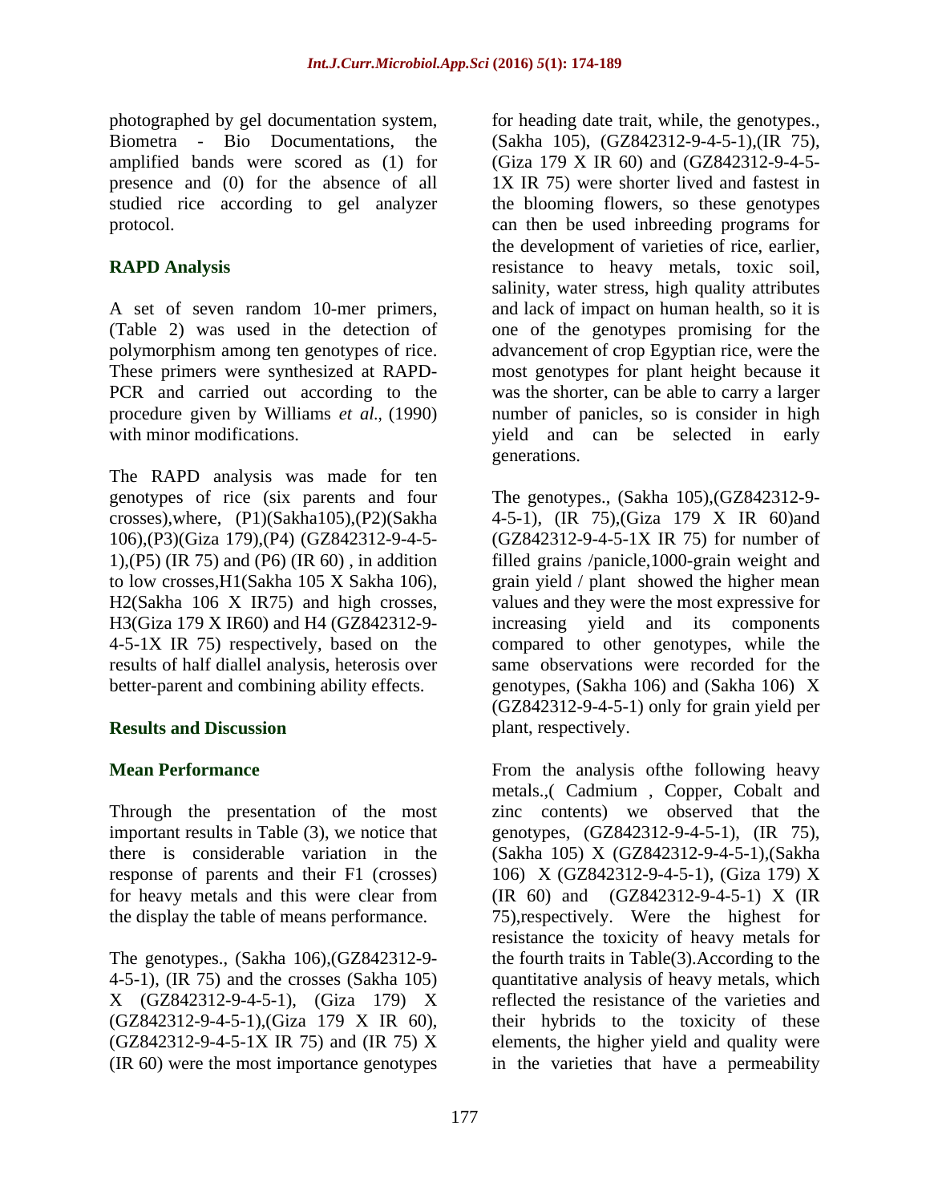photographed by gel documentation system, Biometra - Bio Documentations, the amplified bands were scored as (1) for presence and (0) for the absence of all studied rice according to gel analyzer protocol.

## RAPD Analysis

A set of seven random 10-mer primers, (Table 2) was used in the detection of polymorphism among ten genotypes of rice. These primers were synthesized at RAPD-PCR and carried out according to the procedure given by Williams *et al.,* (1990) with minor modifications.

The RAPD analysis was made for ten genotypes of rice (six parents and four crosses),where, (P1)(Sakha105),(P2)(Sakha 106),(P3)(Giza 179),(P4) (GZ842312-9-4-5-1),(P5) (IR 75) and (P6) (IR 60) , in addition to low crosses,H1(Sakha 105 X Sakha 106), H2(Sakha 106 X IR75) and high crosses, H3(Giza 179 X IR60) and H4 (GZ842312-9-4-5-1X IR 75) respectively, based on the results of half diallel analysis, heterosis over better-parent and combining ability effects.

## Results and Discussion

### Mean Performance

Through the presentation of the most important results in Table (3), we notice that there is considerable variation in the response of parents and their F1 (crosses) for heavy metals and this were clear from the display the table of means performance.

The genotypes., (Sakha 106),(GZ842312-9-4-5-1), (IR 75) and the crosses (Sakha 105) X (GZ842312-9-4-5-1), (Giza 179) X (GZ842312-9-4-5-1),(Giza 179 X IR 60), (GZ842312-9-4-5-1X IR 75) and (IR 75) X (IR 60) were the most importance genotypes for heading date trait, while, the genotypes., (Sakha 105), (GZ842312-9-4-5-1),(IR 75), (Giza 179 X IR 60) and (GZ842312-9-4-5-1X IR 75) were shorter lived and fastest in the blooming flowers, so these genotypes can then be used inbreeding programs for the development of varieties of rice, earlier, resistance to heavy metals, toxic soil, salinity, water stress, high quality attributes and lack of impact on human health, so it is one of the genotypes promising for the advancement of crop Egyptian rice, were the most genotypes for plant height because it was the shorter, can be able to carry a larger number of panicles, so is consider in high yield and can be selected in early generations.

The genotypes., (Sakha 105),(GZ842312-9-4-5-1), (IR 75),(Giza 179 X IR 60)and (GZ842312-9-4-5-1X IR 75) for number of filled grains /panicle,1000-grain weight and grain yield / plant showed the higher mean values and they were the most expressive for increasing yield and its components compared to other genotypes, while the same observations were recorded for the genotypes, (Sakha 106) and (Sakha 106) X (GZ842312-9-4-5-1) only for grain yield per plant, respectively.

From the analysis ofthe following heavy metals.,( Cadmium , Copper, Cobalt and zinc contents) we observed that the genotypes, (GZ842312-9-4-5-1), (IR 75), (Sakha 105) X (GZ842312-9-4-5-1),(Sakha 106) X (GZ842312-9-4-5-1), (Giza 179) X (IR 60) and (GZ842312-9-4-5-1) X (IR 75),respectively. Were the highest for resistance the toxicity of heavy metals for the fourth traits in Table(3).According to the quantitative analysis of heavy metals, which reflected the resistance of the varieties and their hybrids to the toxicity of these elements, the higher yield and quality were in the varieties that have a permeability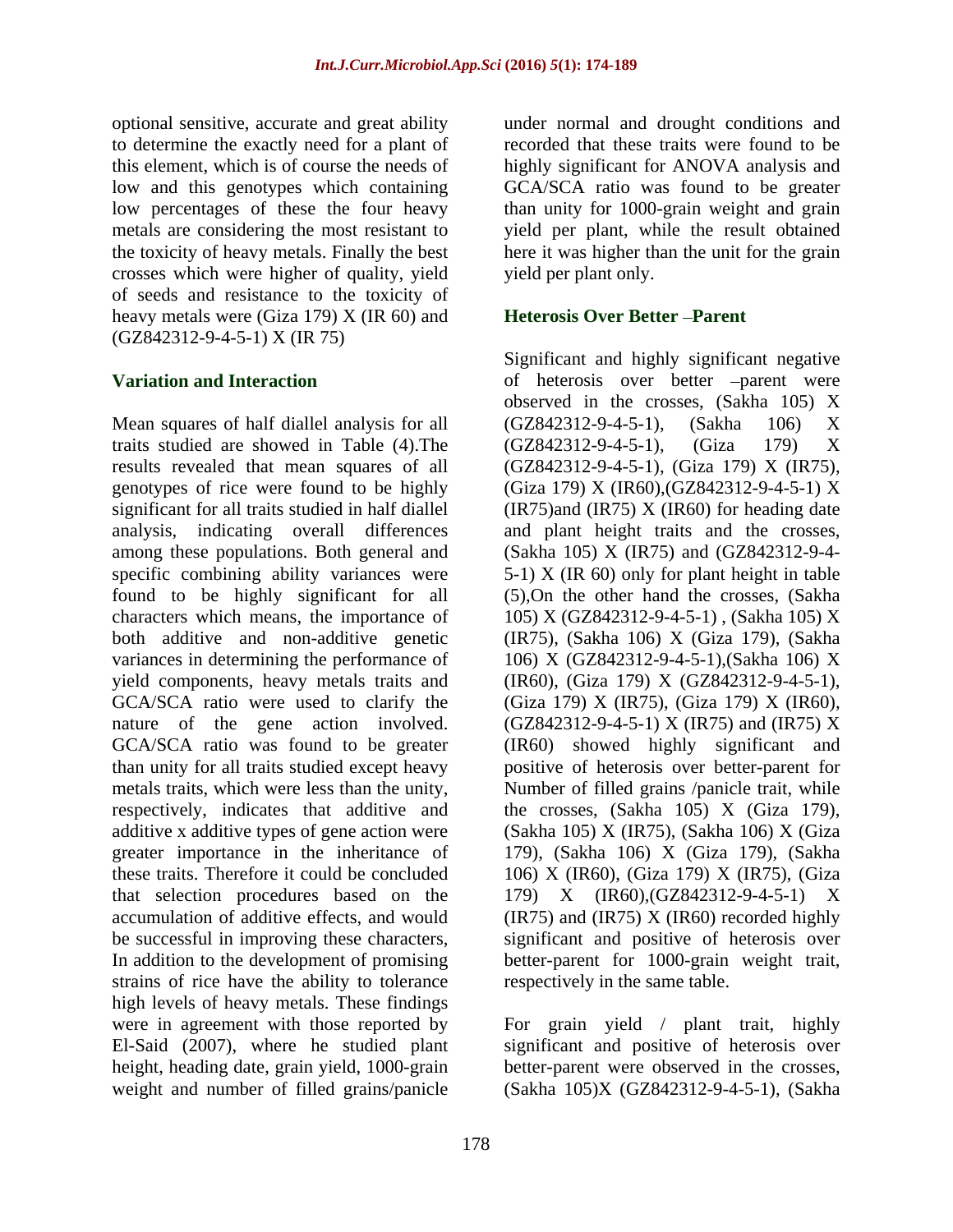optional sensitive, accurate and great ability to determine the exactly need for a plant of this element, which is of course the needs of low and this genotypes which containing low percentages of these the four heavy metals are considering the most resistant to the toxicity of heavy metals. Finally the best crosses which were higher of quality, yield of seeds and resistance to the toxicity of heavy metals were (Giza 179) X (IR 60) and (GZ842312-9-4-5-1) X (IR 75)

## Variation and Interaction

Mean squares of half diallel analysis for all traits studied are showed in Table (4).The results revealed that mean squares of all genotypes of rice were found to be highly significant for all traits studied in half diallel analysis, indicating overall differences among these populations. Both general and specific combining ability variances were found to be highly significant for all characters which means, the importance of both additive and non-additive genetic variances in determining the performance of yield components, heavy metals traits and GCA/SCA ratio were used to clarify the nature of the gene action involved. GCA/SCA ratio was found to be greater than unity for all traits studied except heavy metals traits, which were less than the unity, respectively, indicates that additive and additive x additive types of gene action were greater importance in the inheritance of these traits. Therefore it could be concluded that selection procedures based on the accumulation of additive effects, and would be successful in improving these characters, In addition to the development of promising strains of rice have the ability to tolerance high levels of heavy metals. These findings were in agreement with those reported by El-Said (2007), where he studied plant height, heading date, grain yield, 1000-grain weight and number of filled grains/panicle under normal and drought conditions and recorded that these traits were found to be highly significant for ANOVA analysis and GCA/SCA ratio was found to be greater than unity for 1000-grain weight and grain yield per plant, while the result obtained here it was higher than the unit for the grain yield per plant only.

## Heterosis Over Better –Parent

Significant and highly significant negative of heterosis over better –parent were observed in the crosses, (Sakha 105) X (GZ842312-9-4-5-1), (Sakha 106) X (GZ842312-9-4-5-1), (Giza 179) X (GZ842312-9-4-5-1), (Giza 179) X (IR75), (Giza 179) X (IR60),(GZ842312-9-4-5-1) X (IR75)and (IR75) X (IR60) for heading date and plant height traits and the crosses, (Sakha 105) X (IR75) and (GZ842312-9-4-5-1) X (IR 60) only for plant height in table (5),On the other hand the crosses, (Sakha 105) X (GZ842312-9-4-5-1) , (Sakha 105) X (IR75), (Sakha 106) X (Giza 179), (Sakha 106) X (GZ842312-9-4-5-1),(Sakha 106) X (IR60), (Giza 179) X (GZ842312-9-4-5-1), (Giza 179) X (IR75), (Giza 179) X (IR60), (GZ842312-9-4-5-1) X (IR75) and (IR75) X (IR60) showed highly significant and positive of heterosis over better-parent for Number of filled grains /panicle trait, while the crosses, (Sakha 105) X (Giza 179), (Sakha 105) X (IR75), (Sakha 106) X (Giza 179), (Sakha 106) X (Giza 179), (Sakha 106) X (IR60), (Giza 179) X (IR75), (Giza 179) X (IR60),(GZ842312-9-4-5-1) X (IR75) and (IR75) X (IR60) recorded highly significant and positive of heterosis over better-parent for 1000-grain weight trait, respectively in the same table.

For grain yield / plant trait, highly significant and positive of heterosis over better-parent were observed in the crosses, (Sakha 105)X (GZ842312-9-4-5-1), (Sakha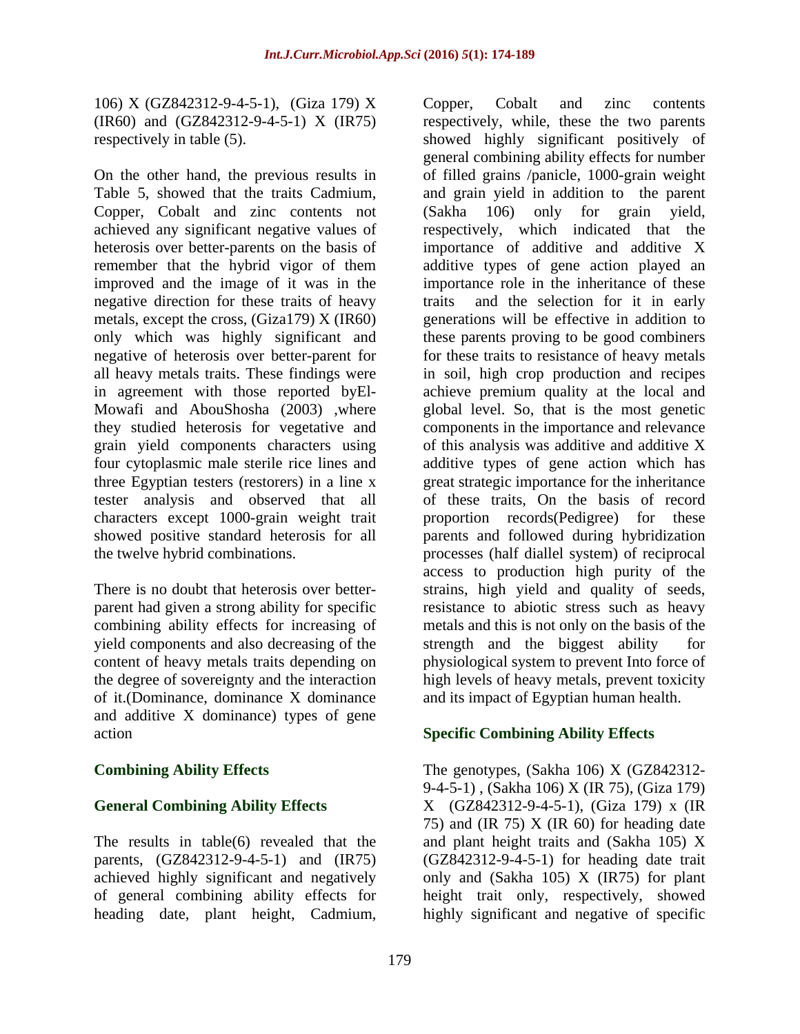106) X (GZ842312-9-4-5-1), (Giza 179) X (IR60) and (GZ842312-9-4-5-1) X (IR75) respectively in table (5).

On the other hand, the previous results in Table 5, showed that the traits Cadmium, Copper, Cobalt and zinc contents not achieved any significant negative values of heterosis over better-parents on the basis of remember that the hybrid vigor of them improved and the image of it was in the negative direction for these traits of heavy metals, except the cross, (Giza179) X (IR60) only which was highly significant and negative of heterosis over better-parent for all heavy metals traits. These findings were in agreement with those reported byEl-Mowafi and AbouShosha (2003) ,where they studied heterosis for vegetative and grain yield components characters using four cytoplasmic male sterile rice lines and three Egyptian testers (restorers) in a line x tester analysis and observed that all characters except 1000-grain weight trait showed positive standard heterosis for all the twelve hybrid combinations.

There is no doubt that heterosis over better-parent had given a strong ability for specific combining ability effects for increasing of yield components and also decreasing of the content of heavy metals traits depending on the degree of sovereignty and the interaction of it.(Dominance, dominance X dominance and additive X dominance) types of gene action

## Combining Ability Effects

### General Combining Ability Effects

The results in table(6) revealed that the parents, (GZ842312-9-4-5-1) and (IR75) achieved highly significant and negatively of general combining ability effects for heading date, plant height, Cadmium, Copper, Cobalt and zinc contents respectively, while, these the two parents showed highly significant positively of general combining ability effects for number of filled grains /panicle, 1000-grain weight and grain yield in addition to the parent (Sakha 106) only for grain yield, respectively, which indicated that the importance of additive and additive X additive types of gene action played an importance role in the inheritance of these traits and the selection for it in early generations will be effective in addition to these parents proving to be good combiners for these traits to resistance of heavy metals in soil, high crop production and recipes achieve premium quality at the local and global level. So, that is the most genetic components in the importance and relevance of this analysis was additive and additive X additive types of gene action which has great strategic importance for the inheritance of these traits, On the basis of record proportion records(Pedigree) for these parents and followed during hybridization processes (half diallel system) of reciprocal access to production high purity of the strains, high yield and quality of seeds, resistance to abiotic stress such as heavy metals and this is not only on the basis of the strength and the biggest ability for physiological system to prevent Into force of high levels of heavy metals, prevent toxicity and its impact of Egyptian human health.

### Specific Combining Ability Effects

The genotypes, (Sakha 106) X (GZ842312-9-4-5-1) , (Sakha 106) X (IR 75), (Giza 179) X (GZ842312-9-4-5-1), (Giza 179) x (IR 75) and (IR 75) X (IR 60) for heading date and plant height traits and (Sakha 105) X (GZ842312-9-4-5-1) for heading date trait only and (Sakha 105) X (IR75) for plant height trait only, respectively, showed highly significant and negative of specific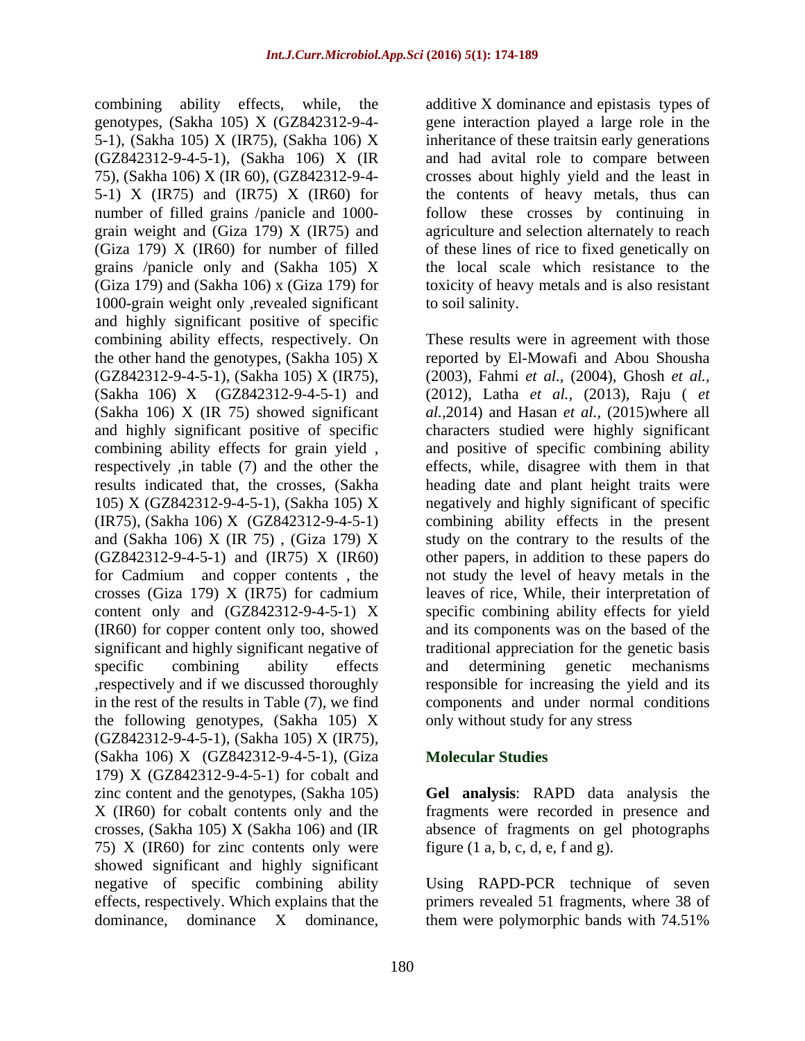combining ability effects, while, the genotypes, (Sakha 105) X (GZ842312-9-4-5-1), (Sakha 105) X (IR75), (Sakha 106) X (GZ842312-9-4-5-1), (Sakha 106) X (IR 75), (Sakha 106) X (IR 60), (GZ842312-9-4-5-1) X (IR75) and (IR75) X (IR60) for number of filled grains /panicle and 1000-grain weight and (Giza 179) X (IR75) and (Giza 179) X (IR60) for number of filled grains /panicle only and (Sakha 105) X (Giza 179) and (Sakha 106) x (Giza 179) for 1000-grain weight only ,revealed significant and highly significant positive of specific combining ability effects, respectively. On the other hand the genotypes, (Sakha 105) X (GZ842312-9-4-5-1), (Sakha 105) X (IR75), (Sakha 106) X (GZ842312-9-4-5-1) and (Sakha 106) X (IR 75) showed significant and highly significant positive of specific combining ability effects for grain yield , respectively ,in table (7) and the other the results indicated that, the crosses, (Sakha 105) X (GZ842312-9-4-5-1), (Sakha 105) X (IR75), (Sakha 106) X (GZ842312-9-4-5-1) and (Sakha 106) X (IR 75) , (Giza 179) X (GZ842312-9-4-5-1) and (IR75) X (IR60) for Cadmium and copper contents , the crosses (Giza 179) X (IR75) for cadmium content only and (GZ842312-9-4-5-1) X (IR60) for copper content only too, showed significant and highly significant negative of specific combining ability effects ,respectively and if we discussed thoroughly in the rest of the results in Table (7), we find the following genotypes, (Sakha 105) X (GZ842312-9-4-5-1), (Sakha 105) X (IR75), (Sakha 106) X (GZ842312-9-4-5-1), (Giza 179) X (GZ842312-9-4-5-1) for cobalt and zinc content and the genotypes, (Sakha 105) X (IR60) for cobalt contents only and the crosses, (Sakha 105) X (Sakha 106) and (IR 75) X (IR60) for zinc contents only were showed significant and highly significant negative of specific combining ability effects, respectively. Which explains that the dominance, dominance X dominance, additive X dominance and epistasis types of gene interaction played a large role in the inheritance of these traitsin early generations and had avital role to compare between crosses about highly yield and the least in the contents of heavy metals, thus can follow these crosses by continuing in agriculture and selection alternately to reach of these lines of rice to fixed genetically on the local scale which resistance to the toxicity of heavy metals and is also resistant to soil salinity.

These results were in agreement with those reported by El-Mowafi and Abou Shousha (2003), Fahmi *et al.*, (2004), Ghosh *et al.*, (2012), Latha *et al.*, (2013), Raju ( *et al.*,2014) and Hasan *et al.*, (2015)where all characters studied were highly significant and positive of specific combining ability effects, while, disagree with them in that heading date and plant height traits were negatively and highly significant of specific combining ability effects in the present study on the contrary to the results of the other papers, in addition to these papers do not study the level of heavy metals in the leaves of rice, While, their interpretation of specific combining ability effects for yield and its components was on the based of the traditional appreciation for the genetic basis and determining genetic mechanisms responsible for increasing the yield and its components and under normal conditions only without study for any stress

## Molecular Studies

**Gel analysis**: RAPD data analysis the fragments were recorded in presence and absence of fragments on gel photographs figure (1 a, b, c, d, e, f and g).

Using RAPD-PCR technique of seven primers revealed 51 fragments, where 38 of them were polymorphic bands with 74.51%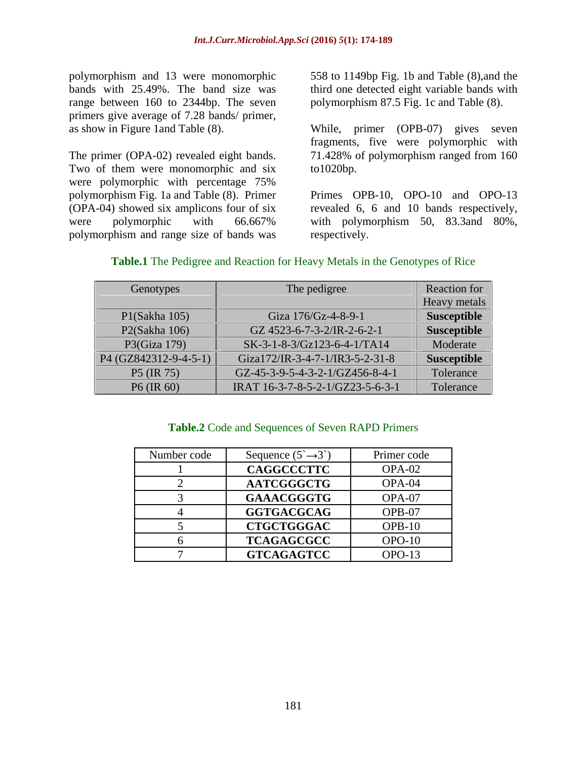polymorphism and 13 were monomorphic bands with 25.49%. The band size was range between 160 to 2344bp. The seven primers give average of 7.28 bands/ primer, as show in Figure 1and Table (8).

The primer (OPA-02) revealed eight bands. Two of them were monomorphic and six were polymorphic with percentage 75% polymorphism Fig. 1a and Table (8). Primer (OPA-04) showed six amplicons four of six were polymorphic with 66.667% polymorphism and range size of bands was 558 to 1149bp Fig. 1b and Table (8),and the third one detected eight variable bands with polymorphism 87.5 Fig. 1c and Table (8).

While, primer (OPB-07) gives seven fragments, five were polymorphic with 71.428% of polymorphism ranged from 160 to1020bp.

Primes OPB-10, OPO-10 and OPO-13 revealed 6, 6 and 10 bands respectively, with polymorphism 50, 83.3and 80%, respectively.

**Table.1** The Pedigree and Reaction for Heavy Metals in the Genotypes of Rice

| Genotypes | The pedigree | Reaction for Heavy metals |
|---|---|---|
| P1(Sakha 105) | Giza 176/Gz-4-8-9-1 | **Susceptible** |
| P2(Sakha 106) | GZ 4523-6-7-3-2/IR-2-6-2-1 | **Susceptible** |
| P3(Giza 179) | SK-3-1-8-3/Gz123-6-4-1/TA14 | Moderate |
| P4 (GZ842312-9-4-5-1) | Giza172/IR-3-4-7-1/IR3-5-2-31-8 | **Susceptible** |
| P5 (IR 75) | GZ-45-3-9-5-4-3-2-1/GZ456-8-4-1 | Tolerance |
| P6 (IR 60) | IRAT 16-3-7-8-5-2-1/GZ23-5-6-3-1 | Tolerance |

**Table.2** Code and Sequences of Seven RAPD Primers

| Number code | Sequence (5`→3`) | Primer code |
|---|---|---|
| 1 | **CAGGCCCTTC** | OPA-02 |
| 2 | **AATCGGGCTG** | OPA-04 |
| 3 | **GAAACGGGTG** | OPA-07 |
| 4 | **GGTGACGCAG** | OPB-07 |
| 5 | **CTGCTGGGAC** | OPB-10 |
| 6 | **TCAGAGCGCC** | OPO-10 |
| 7 | **GTCAGAGTCC** | OPO-13 |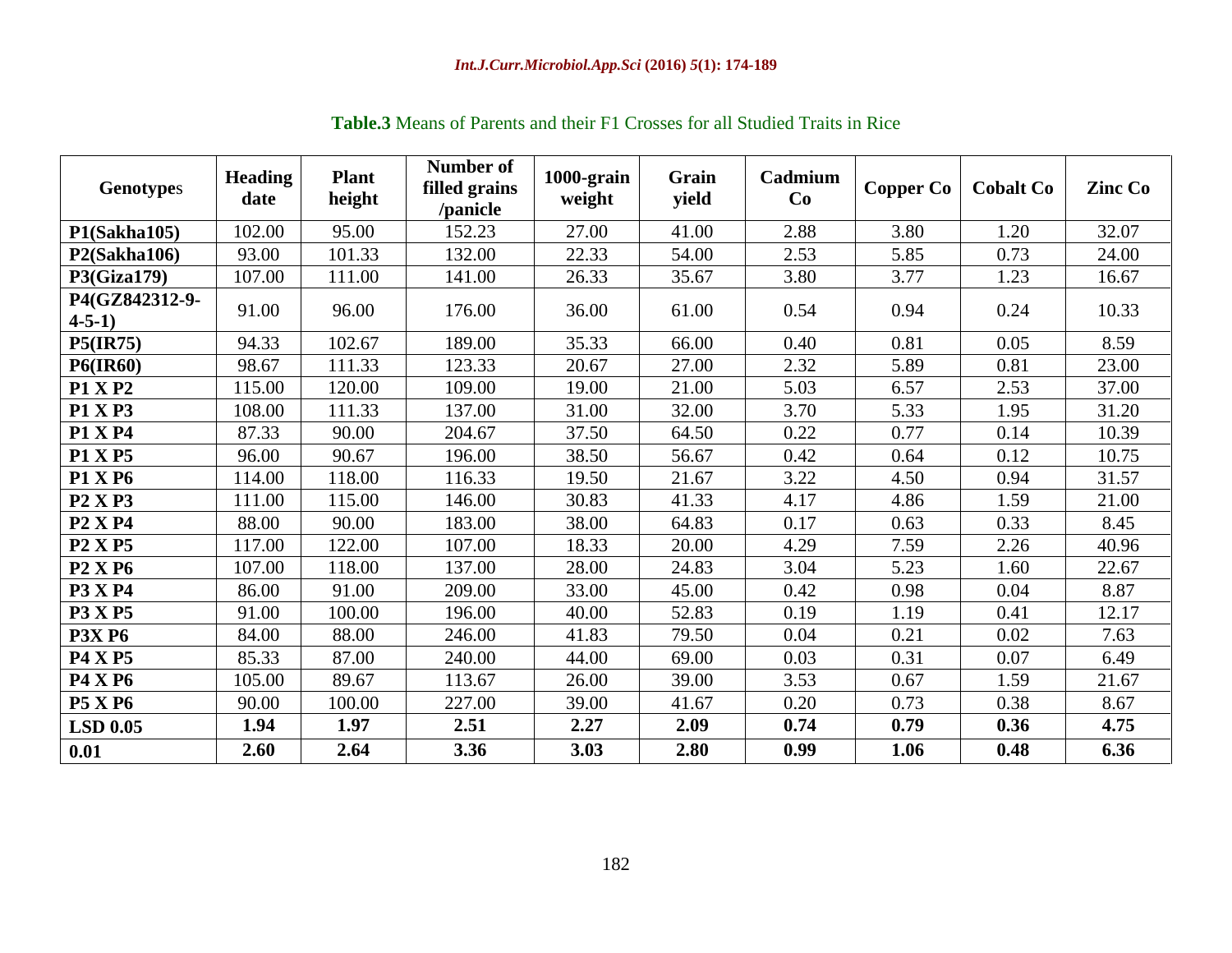**Table.3** Means of Parents and their F1 Crosses for all Studied Traits in Rice

| Genotypes | Heading date | Plant height | Number of filled grains /panicle | 1000-grain weight | Grain yield | Cadmium Co | Copper Co | Cobalt Co | Zinc Co |
|---|---|---|---|---|---|---|---|---|---|
| **P1(Sakha105)** | 102.00 | 95.00 | 152.23 | 27.00 | 41.00 | 2.88 | 3.80 | 1.20 | 32.07 |
| **P2(Sakha106)** | 93.00 | 101.33 | 132.00 | 22.33 | 54.00 | 2.53 | 5.85 | 0.73 | 24.00 |
| **P3(Giza179)** | 107.00 | 111.00 | 141.00 | 26.33 | 35.67 | 3.80 | 3.77 | 1.23 | 16.67 |
| **P4(GZ842312-9-4-5-1)** | 91.00 | 96.00 | 176.00 | 36.00 | 61.00 | 0.54 | 0.94 | 0.24 | 10.33 |
| **P5(IR75)** | 94.33 | 102.67 | 189.00 | 35.33 | 66.00 | 0.40 | 0.81 | 0.05 | 8.59 |
| **P6(IR60)** | 98.67 | 111.33 | 123.33 | 20.67 | 27.00 | 2.32 | 5.89 | 0.81 | 23.00 |
| **P1 X P2** | 115.00 | 120.00 | 109.00 | 19.00 | 21.00 | 5.03 | 6.57 | 2.53 | 37.00 |
| **P1 X P3** | 108.00 | 111.33 | 137.00 | 31.00 | 32.00 | 3.70 | 5.33 | 1.95 | 31.20 |
| **P1 X P4** | 87.33 | 90.00 | 204.67 | 37.50 | 64.50 | 0.22 | 0.77 | 0.14 | 10.39 |
| **P1 X P5** | 96.00 | 90.67 | 196.00 | 38.50 | 56.67 | 0.42 | 0.64 | 0.12 | 10.75 |
| **P1 X P6** | 114.00 | 118.00 | 116.33 | 19.50 | 21.67 | 3.22 | 4.50 | 0.94 | 31.57 |
| **P2 X P3** | 111.00 | 115.00 | 146.00 | 30.83 | 41.33 | 4.17 | 4.86 | 1.59 | 21.00 |
| **P2 X P4** | 88.00 | 90.00 | 183.00 | 38.00 | 64.83 | 0.17 | 0.63 | 0.33 | 8.45 |
| **P2 X P5** | 117.00 | 122.00 | 107.00 | 18.33 | 20.00 | 4.29 | 7.59 | 2.26 | 40.96 |
| **P2 X P6** | 107.00 | 118.00 | 137.00 | 28.00 | 24.83 | 3.04 | 5.23 | 1.60 | 22.67 |
| **P3 X P4** | 86.00 | 91.00 | 209.00 | 33.00 | 45.00 | 0.42 | 0.98 | 0.04 | 8.87 |
| **P3 X P5** | 91.00 | 100.00 | 196.00 | 40.00 | 52.83 | 0.19 | 1.19 | 0.41 | 12.17 |
| **P3X P6** | 84.00 | 88.00 | 246.00 | 41.83 | 79.50 | 0.04 | 0.21 | 0.02 | 7.63 |
| **P4 X P5** | 85.33 | 87.00 | 240.00 | 44.00 | 69.00 | 0.03 | 0.31 | 0.07 | 6.49 |
| **P4 X P6** | 105.00 | 89.67 | 113.67 | 26.00 | 39.00 | 3.53 | 0.67 | 1.59 | 21.67 |
| **P5 X P6** | 90.00 | 100.00 | 227.00 | 39.00 | 41.67 | 0.20 | 0.73 | 0.38 | 8.67 |
| **LSD 0.05** | **1.94** | **1.97** | **2.51** | **2.27** | **2.09** | **0.74** | **0.79** | **0.36** | **4.75** |
| **0.01** | **2.60** | **2.64** | **3.36** | **3.03** | **2.80** | **0.99** | **1.06** | **0.48** | **6.36** |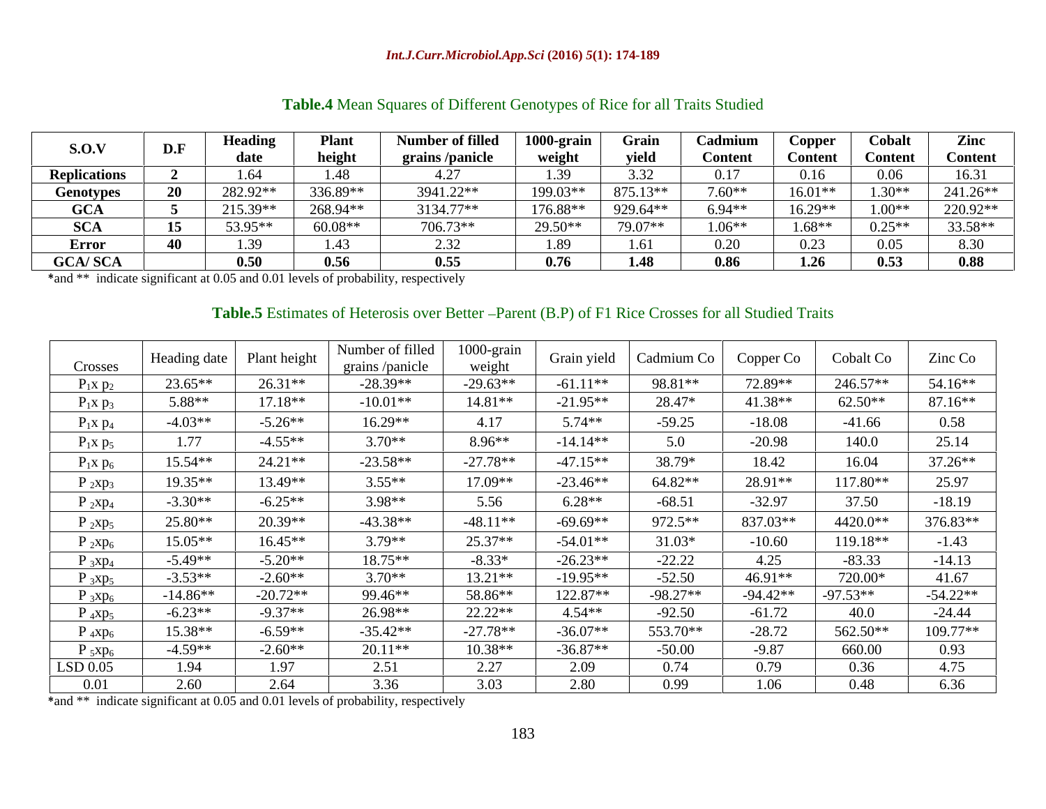**Table.4** Mean Squares of Different Genotypes of Rice for all Traits Studied

| S.O.V | D.F | Heading date | Plant height | Number of filled grains /panicle | 1000-grain weight | Grain yield | Cadmium Content | Copper Content | Cobalt Content | Zinc Content |
|---|---|---|---|---|---|---|---|---|---|---|
| **Replications** | **2** | 1.64 | 1.48 | 4.27 | 1.39 | 3.32 | 0.17 | 0.16 | 0.06 | 16.31 |
| **Genotypes** | **20** | 282.92** | 336.89** | 3941.22** | 199.03** | 875.13** | 7.60** | 16.01** | 1.30** | 241.26** |
| **GCA** | **5** | 215.39** | 268.94** | 3134.77** | 176.88** | 929.64** | 6.94** | 16.29** | 1.00** | 220.92** |
| **SCA** | **15** | 53.95** | 60.08** | 706.73** | 29.50** | 79.07** | 1.06** | 1.68** | 0.25** | 33.58** |
| **Error** | **40** | 1.39 | 1.43 | 2.32 | 1.89 | 1.61 | 0.20 | 0.23 | 0.05 | 8.30 |
| **GCA/ SCA** | | **0.50** | **0.56** | **0.55** | **0.76** | **1.48** | **0.86** | **1.26** | **0.53** | **0.88** |

*and ** indicate significant at 0.05 and 0.01 levels of probability, respectively

**Table.5** Estimates of Heterosis over Better –Parent (B.P) of F1 Rice Crosses for all Studied Traits

| Crosses | Heading date | Plant height | Number of filled grains /panicle | 1000-grain weight | Grain yield | Cadmium Co | Copper Co | Cobalt Co | Zinc Co |
|---|---|---|---|---|---|---|---|---|---|
| $P_1$x $p_2$ | 23.65** | 26.31** | -28.39** | -29.63** | -61.11** | 98.81** | 72.89** | 246.57** | 54.16** |
| $P_1$x $p_3$ | 5.88** | 17.18** | -10.01** | 14.81** | -21.95** | 28.47* | 41.38** | 62.50** | 87.16** |
| $P_1$x $p_4$ | -4.03** | -5.26** | 16.29** | 4.17 | 5.74** | -59.25 | -18.08 | -41.66 | 0.58 |
| $P_1$x $p_5$ | 1.77 | -4.55** | 3.70** | 8.96** | -14.14** | 5.0 | -20.98 | 140.0 | 25.14 |
| $P_1$x $p_6$ | 15.54** | 24.21** | -23.58** | -27.78** | -47.15** | 38.79* | 18.42 | 16.04 | 37.26** |
| $P_2$x$p_3$ | 19.35** | 13.49** | 3.55** | 17.09** | -23.46** | 64.82** | 28.91** | 117.80** | 25.97 |
| $P_2$x$p_4$ | -3.30** | -6.25** | 3.98** | 5.56 | 6.28** | -68.51 | -32.97 | 37.50 | -18.19 |
| $P_2$x$p_5$ | 25.80** | 20.39** | -43.38** | -48.11** | -69.69** | 972.5** | 837.03** | 4420.0** | 376.83** |
| $P_2$x$p_6$ | 15.05** | 16.45** | 3.79** | 25.37** | -54.01** | 31.03* | -10.60 | 119.18** | -1.43 |
| $P_3$x$p_4$ | -5.49** | -5.20** | 18.75** | -8.33* | -26.23** | -22.22 | 4.25 | -83.33 | -14.13 |
| $P_3$x$p_5$ | -3.53** | -2.60** | 3.70** | 13.21** | -19.95** | -52.50 | 46.91** | 720.00* | 41.67 |
| $P_3$x$p_6$ | -14.86** | -20.72** | 99.46** | 58.86** | 122.87** | -98.27** | -94.42** | -97.53** | -54.22** |
| $P_4$x$p_5$ | -6.23** | -9.37** | 26.98** | 22.22** | 4.54** | -92.50 | -61.72 | 40.0 | -24.44 |
| $P_4$x$p_6$ | 15.38** | -6.59** | -35.42** | -27.78** | -36.07** | 553.70** | -28.72 | 562.50** | 109.77** |
| $P_5$x$p_6$ | -4.59** | -2.60** | 20.11** | 10.38** | -36.87** | -50.00 | -9.87 | 660.00 | 0.93 |
| LSD 0.05 | 1.94 | 1.97 | 2.51 | 2.27 | 2.09 | 0.74 | 0.79 | 0.36 | 4.75 |
| 0.01 | 2.60 | 2.64 | 3.36 | 3.03 | 2.80 | 0.99 | 1.06 | 0.48 | 6.36 |

*and ** indicate significant at 0.05 and 0.01 levels of probability, respectively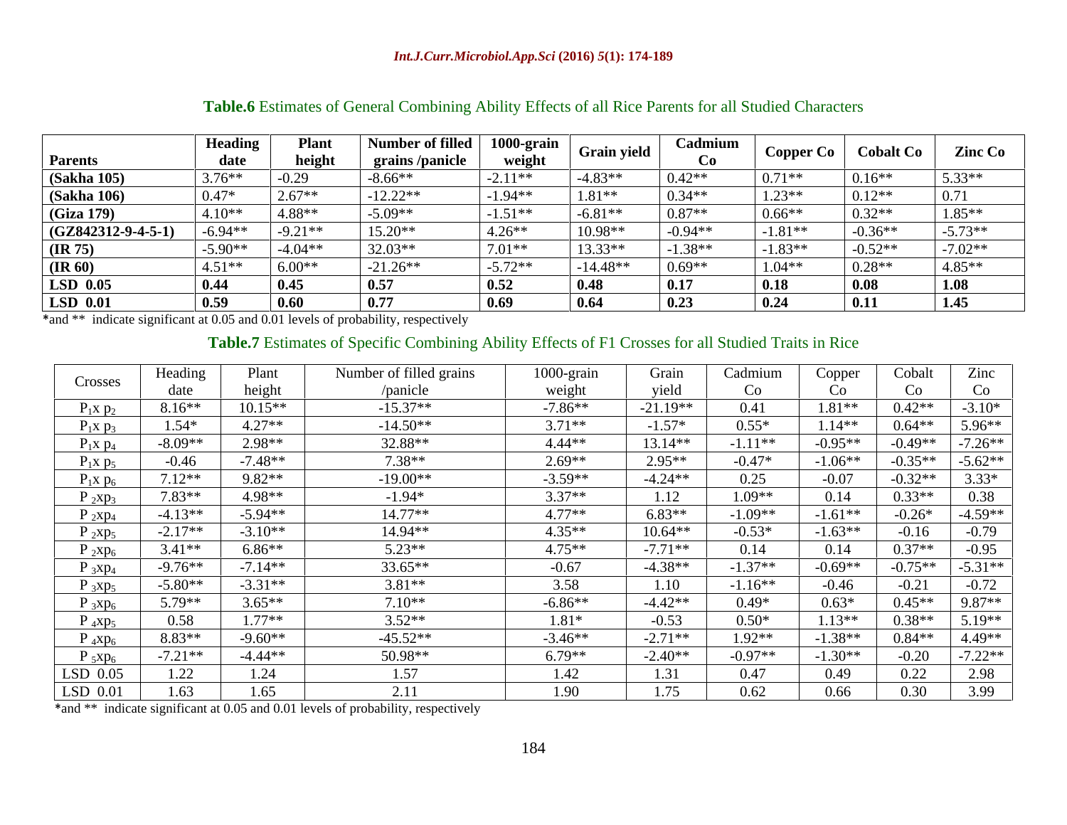**Table.6** Estimates of General Combining Ability Effects of all Rice Parents for all Studied Characters

| Parents | Heading date | Plant height | Number of filled grains /panicle | 1000-grain weight | Grain yield | Cadmium Co | Copper Co | Cobalt Co | Zinc Co |
|---|---|---|---|---|---|---|---|---|---|
| **(Sakha 105)** | 3.76** | -0.29 | -8.66** | -2.11** | -4.83** | 0.42** | 0.71** | 0.16** | 5.33** |
| **(Sakha 106)** | 0.47* | 2.67** | -12.22** | -1.94** | 1.81** | 0.34** | 1.23** | 0.12** | 0.71 |
| **(Giza 179)** | 4.10** | 4.88** | -5.09** | -1.51** | -6.81** | 0.87** | 0.66** | 0.32** | 1.85** |
| **(GZ842312-9-4-5-1)** | -6.94** | -9.21** | 15.20** | 4.26** | 10.98** | -0.94** | -1.81** | -0.36** | -5.73** |
| **(IR 75)** | -5.90** | -4.04** | 32.03** | 7.01** | 13.33** | -1.38** | -1.83** | -0.52** | -7.02** |
| **(IR 60)** | 4.51** | 6.00** | -21.26** | -5.72** | -14.48** | 0.69** | 1.04** | 0.28** | 4.85** |
| **LSD 0.05** | **0.44** | **0.45** | **0.57** | **0.52** | **0.48** | **0.17** | **0.18** | **0.08** | **1.08** |
| **LSD 0.01** | **0.59** | **0.60** | **0.77** | **0.69** | **0.64** | **0.23** | **0.24** | **0.11** | **1.45** |

*and ** indicate significant at 0.05 and 0.01 levels of probability, respectively

**Table.7** Estimates of Specific Combining Ability Effects of F1 Crosses for all Studied Traits in Rice

| Crosses | Heading date | Plant height | Number of filled grains /panicle | 1000-grain weight | Grain yield | Cadmium Co | Copper Co | Cobalt Co | Zinc Co |
|---|---|---|---|---|---|---|---|---|---|
| $P_1 x\ p_2$ | 8.16** | 10.15** | -15.37** | -7.86** | -21.19** | 0.41 | 1.81** | 0.42** | -3.10* |
| $P_1 x\ p_3$ | 1.54* | 4.27** | -14.50** | 3.71** | -1.57* | 0.55* | 1.14** | 0.64** | 5.96** |
| $P_1 x\ p_4$ | -8.09** | 2.98** | 32.88** | 4.44** | 13.14** | -1.11** | -0.95** | -0.49** | -7.26** |
| $P_1 x\ p_5$ | -0.46 | -7.48** | 7.38** | 2.69** | 2.95** | -0.47* | -1.06** | -0.35** | -5.62** |
| $P_1 x\ p_6$ | 7.12** | 9.82** | -19.00** | -3.59** | -4.24** | 0.25 | -0.07 | -0.32** | 3.33* |
| $P_2 x p_3$ | 7.83** | 4.98** | -1.94* | 3.37** | 1.12 | 1.09** | 0.14 | 0.33** | 0.38 |
| $P_2 x p_4$ | -4.13** | -5.94** | 14.77** | 4.77** | 6.83** | -1.09** | -1.61** | -0.26* | -4.59** |
| $P_2 x p_5$ | -2.17** | -3.10** | 14.94** | 4.35** | 10.64** | -0.53* | -1.63** | -0.16 | -0.79 |
| $P_2 x p_6$ | 3.41** | 6.86** | 5.23** | 4.75** | -7.71** | 0.14 | 0.14 | 0.37** | -0.95 |
| $P_3 x p_4$ | -9.76** | -7.14** | 33.65** | -0.67 | -4.38** | -1.37** | -0.69** | -0.75** | -5.31** |
| $P_3 x p_5$ | -5.80** | -3.31** | 3.81** | 3.58 | 1.10 | -1.16** | -0.46 | -0.21 | -0.72 |
| $P_3 x p_6$ | 5.79** | 3.65** | 7.10** | -6.86** | -4.42** | 0.49* | 0.63* | 0.45** | 9.87** |
| $P_4 x p_5$ | 0.58 | 1.77** | 3.52** | 1.81* | -0.53 | 0.50* | 1.13** | 0.38** | 5.19** |
| $P_4 x p_6$ | 8.83** | -9.60** | -45.52** | -3.46** | -2.71** | 1.92** | -1.38** | 0.84** | 4.49** |
| $P_5 x p_6$ | -7.21** | -4.44** | 50.98** | 6.79** | -2.40** | -0.97** | -1.30** | -0.20 | -7.22** |
| LSD 0.05 | 1.22 | 1.24 | 1.57 | 1.42 | 1.31 | 0.47 | 0.49 | 0.22 | 2.98 |
| LSD 0.01 | 1.63 | 1.65 | 2.11 | 1.90 | 1.75 | 0.62 | 0.66 | 0.30 | 3.99 |

*and ** indicate significant at 0.05 and 0.01 levels of probability, respectively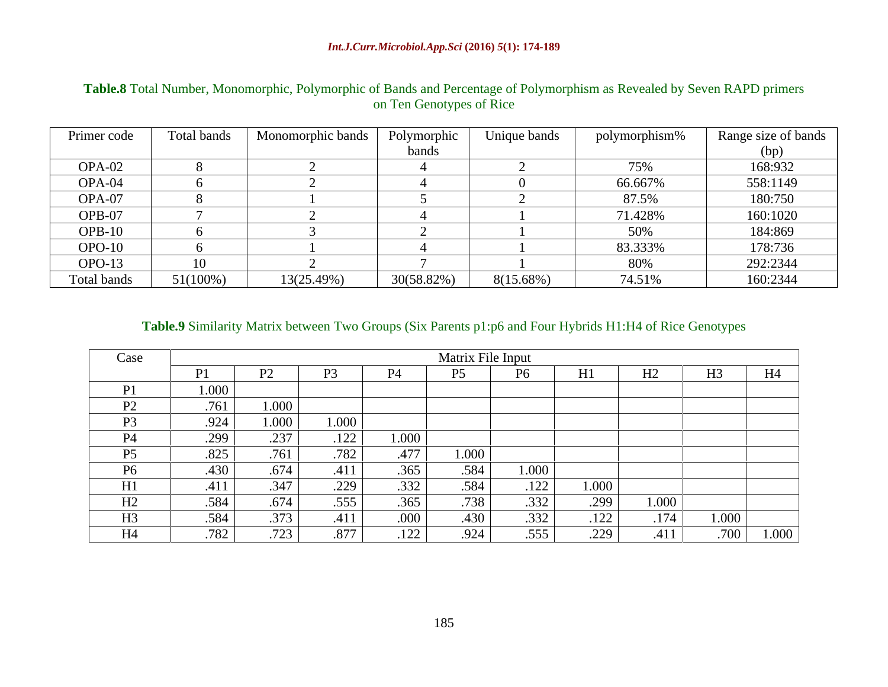**Table.8** Total Number, Monomorphic, Polymorphic of Bands and Percentage of Polymorphism as Revealed by Seven RAPD primers on Ten Genotypes of Rice

| Primer code | Total bands | Monomorphic bands | Polymorphic bands | Unique bands | polymorphism% | Range size of bands (bp) |
|---|---|---|---|---|---|---|
| OPA-02 | 8 | 2 | 4 | 2 | 75% | 168:932 |
| OPA-04 | 6 | 2 | 4 | 0 | 66.667% | 558:1149 |
| OPA-07 | 8 | 1 | 5 | 2 | 87.5% | 180:750 |
| OPB-07 | 7 | 2 | 4 | 1 | 71.428% | 160:1020 |
| OPB-10 | 6 | 3 | 2 | 1 | 50% | 184:869 |
| OPO-10 | 6 | 1 | 4 | 1 | 83.333% | 178:736 |
| OPO-13 | 10 | 2 | 7 | 1 | 80% | 292:2344 |
| Total bands | 51(100%) | 13(25.49%) | 30(58.82%) | 8(15.68%) | 74.51% | 160:2344 |

**Table.9** Similarity Matrix between Two Groups (Six Parents p1:p6 and Four Hybrids H1:H4 of Rice Genotypes

| Case | Matrix File Input | | | | | | | | | |
|---|---|---|---|---|---|---|---|---|---|---|
| | P1 | P2 | P3 | P4 | P5 | P6 | H1 | H2 | H3 | H4 |
| P1 | 1.000 | | | | | | | | | |
| P2 | .761 | 1.000 | | | | | | | | |
| P3 | .924 | 1.000 | 1.000 | | | | | | | |
| P4 | .299 | .237 | .122 | 1.000 | | | | | | |
| P5 | .825 | .761 | .782 | .477 | 1.000 | | | | | |
| P6 | .430 | .674 | .411 | .365 | .584 | 1.000 | | | | |
| H1 | .411 | .347 | .229 | .332 | .584 | .122 | 1.000 | | | |
| H2 | .584 | .674 | .555 | .365 | .738 | .332 | .299 | 1.000 | | |
| H3 | .584 | .373 | .411 | .000 | .430 | .332 | .122 | .174 | 1.000 | |
| H4 | .782 | .723 | .877 | .122 | .924 | .555 | .229 | .411 | .700 | 1.000 |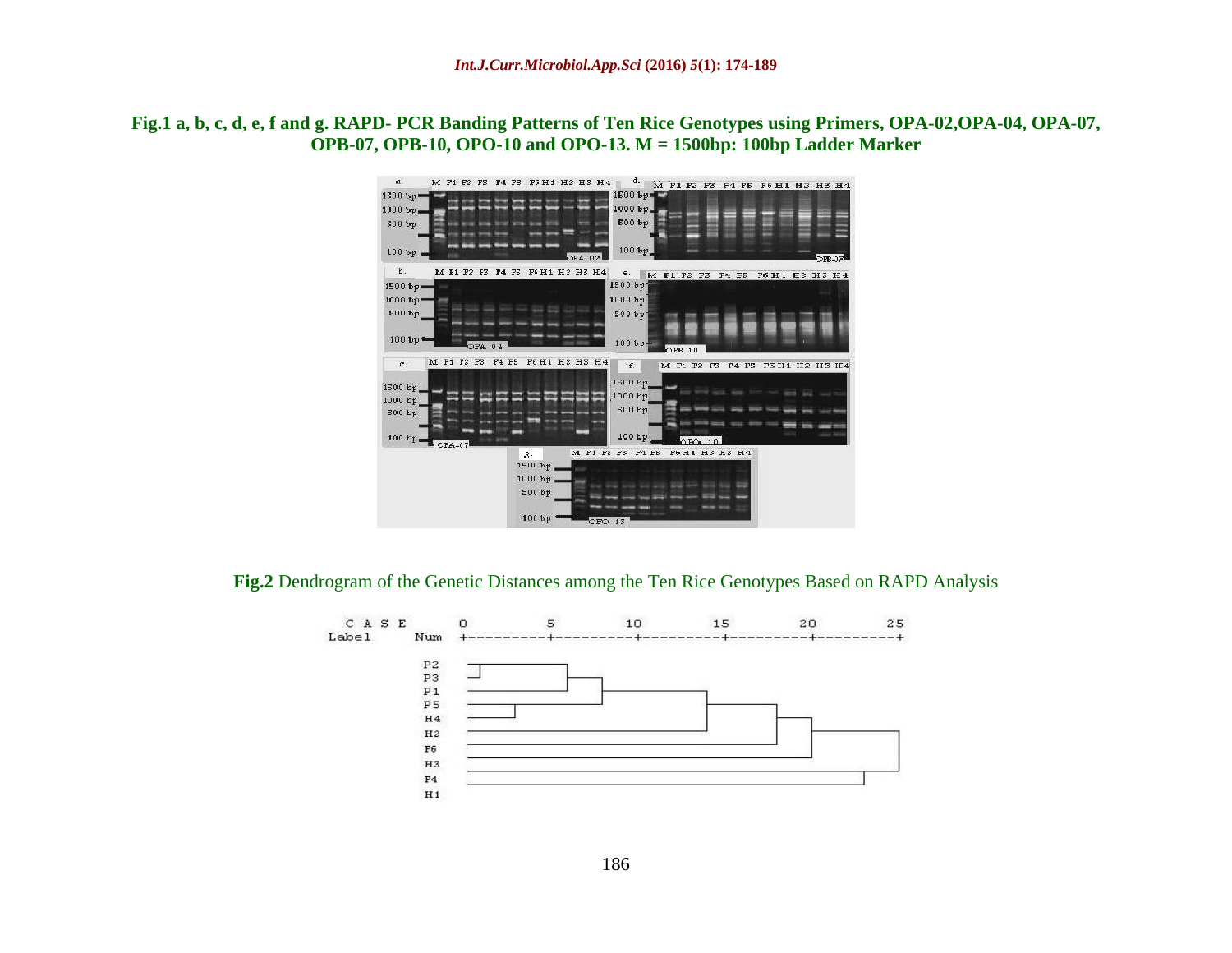**Fig.1 a, b, c, d, e, f and g. RAPD- PCR Banding Patterns of Ten Rice Genotypes using Primers, OPA-02,OPA-04, OPA-07, OPB-07, OPB-10, OPO-10 and OPO-13. M = 1500bp: 100bp Ladder Marker**

**Fig.2** Dendrogram of the Genetic Distances among the Ten Rice Genotypes Based on RAPD Analysis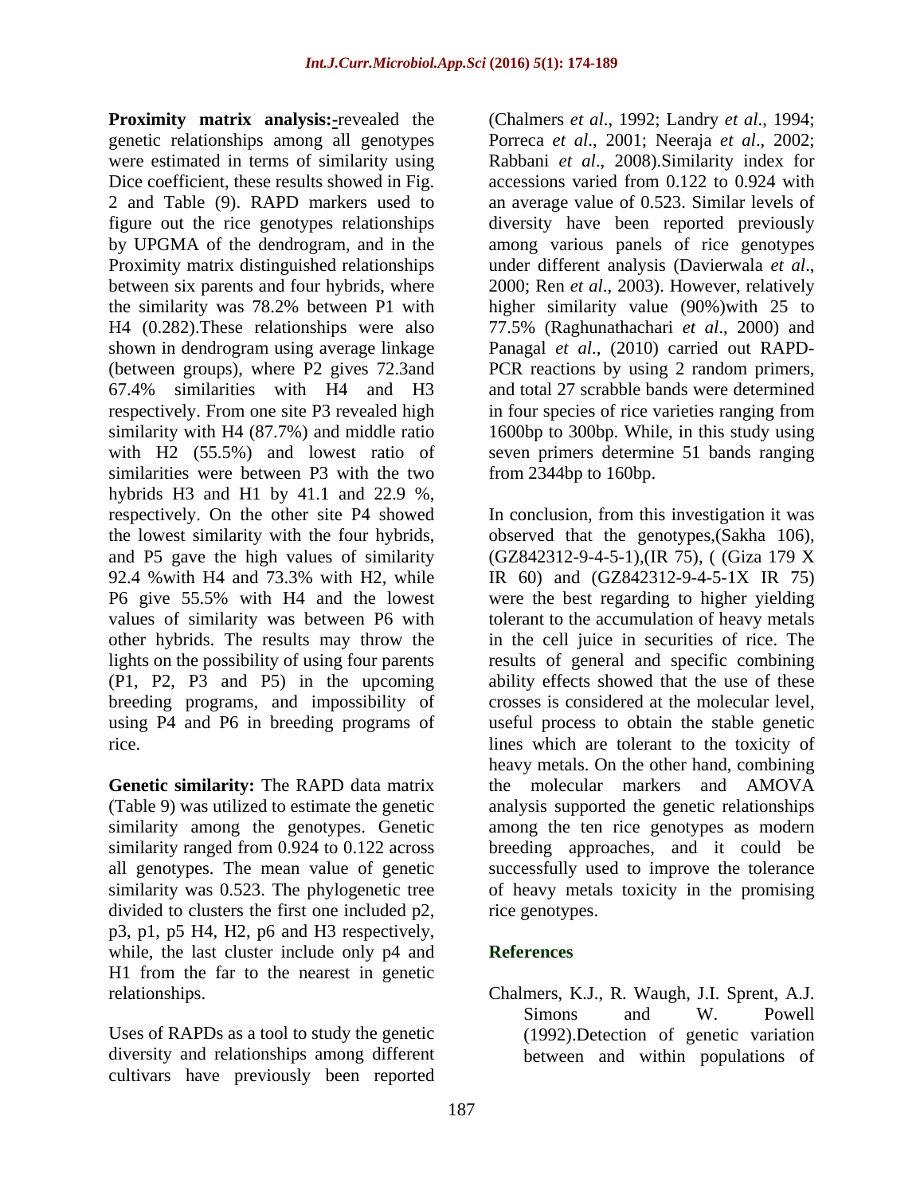**Proximity matrix analysis:-**revealed the genetic relationships among all genotypes were estimated in terms of similarity using Dice coefficient, these results showed in Fig. 2 and Table (9). RAPD markers used to figure out the rice genotypes relationships by UPGMA of the dendrogram, and in the Proximity matrix distinguished relationships between six parents and four hybrids, where the similarity was 78.2% between P1 with H4 (0.282).These relationships were also shown in dendrogram using average linkage (between groups), where P2 gives 72.3and 67.4% similarities with H4 and H3 respectively. From one site P3 revealed high similarity with H4 (87.7%) and middle ratio with H2 (55.5%) and lowest ratio of similarities were between P3 with the two hybrids H3 and H1 by 41.1 and 22.9 %, respectively. On the other site P4 showed the lowest similarity with the four hybrids, and P5 gave the high values of similarity 92.4 %with H4 and 73.3% with H2, while P6 give 55.5% with H4 and the lowest values of similarity was between P6 with other hybrids. The results may throw the lights on the possibility of using four parents (P1, P2, P3 and P5) in the upcoming breeding programs, and impossibility of using P4 and P6 in breeding programs of rice.

**Genetic similarity:** The RAPD data matrix (Table 9) was utilized to estimate the genetic similarity among the genotypes. Genetic similarity ranged from 0.924 to 0.122 across all genotypes. The mean value of genetic similarity was 0.523. The phylogenetic tree divided to clusters the first one included p2, p3, p1, p5 H4, H2, p6 and H3 respectively, while, the last cluster include only p4 and H1 from the far to the nearest in genetic relationships.

Uses of RAPDs as a tool to study the genetic diversity and relationships among different cultivars have previously been reported (Chalmers *et al*., 1992; Landry *et al*., 1994; Porreca *et al*., 2001; Neeraja *et al*., 2002; Rabbani *et al*., 2008).Similarity index for accessions varied from 0.122 to 0.924 with an average value of 0.523. Similar levels of diversity have been reported previously among various panels of rice genotypes under different analysis (Davierwala *et al*., 2000; Ren *et al*., 2003). However, relatively higher similarity value (90%)with 25 to 77.5% (Raghunathachari *et al*., 2000) and Panagal *et al*., (2010) carried out RAPD-PCR reactions by using 2 random primers, and total 27 scrabble bands were determined in four species of rice varieties ranging from 1600bp to 300bp. While, in this study using seven primers determine 51 bands ranging from 2344bp to 160bp.

In conclusion, from this investigation it was observed that the genotypes,(Sakha 106), (GZ842312-9-4-5-1),(IR 75), ( (Giza 179 X IR 60) and (GZ842312-9-4-5-1X IR 75) were the best regarding to higher yielding tolerant to the accumulation of heavy metals in the cell juice in securities of rice. The results of general and specific combining ability effects showed that the use of these crosses is considered at the molecular level, useful process to obtain the stable genetic lines which are tolerant to the toxicity of heavy metals. On the other hand, combining the molecular markers and AMOVA analysis supported the genetic relationships among the ten rice genotypes as modern breeding approaches, and it could be successfully used to improve the tolerance of heavy metals toxicity in the promising rice genotypes.

## References

Chalmers, K.J., R. Waugh, J.I. Sprent, A.J. Simons and W. Powell (1992).Detection of genetic variation between and within populations of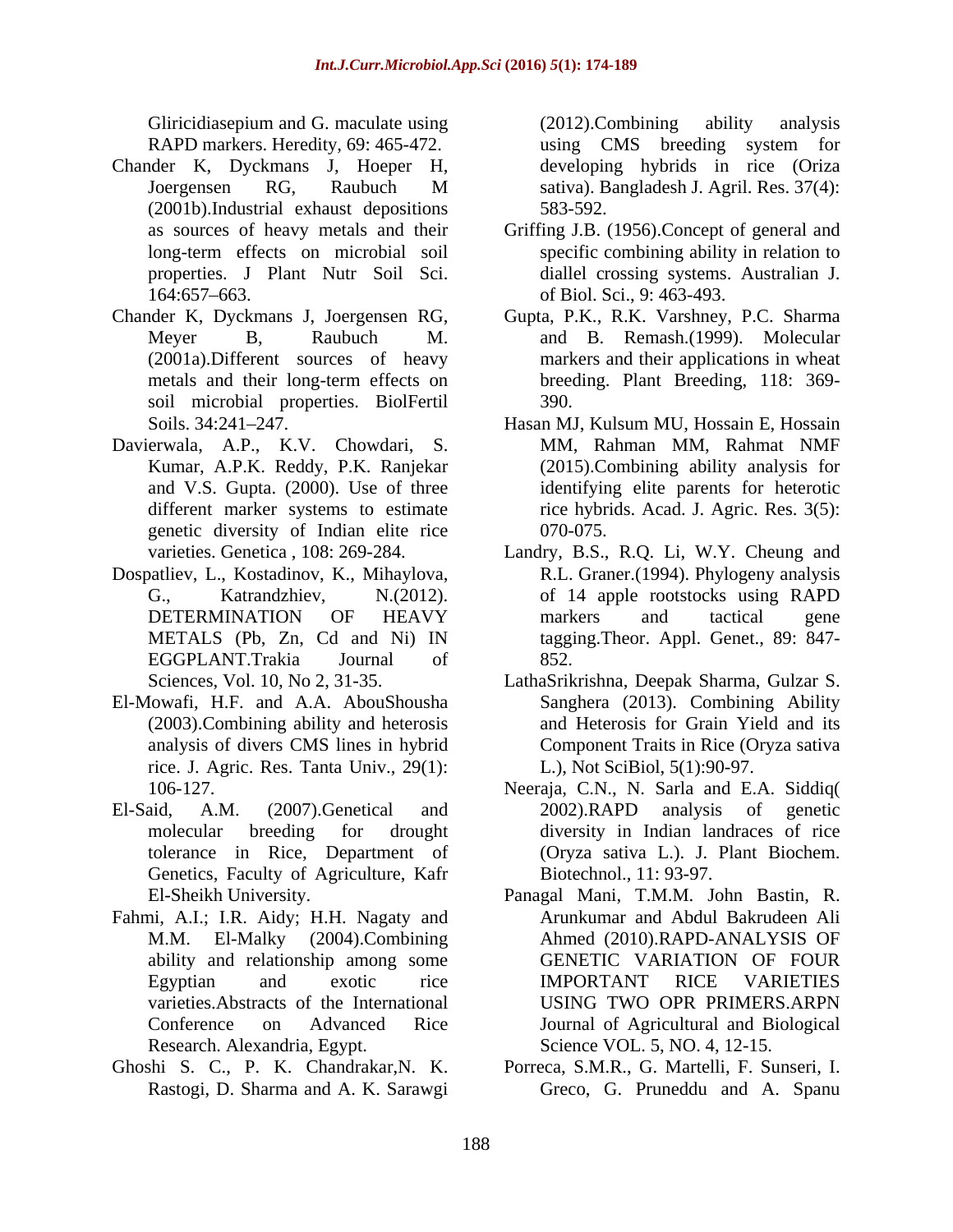Gliricidiasepium and G. maculate using RAPD markers. Heredity, 69: 465-472.

Chander K, Dyckmans J, Hoeper H, Joergensen RG, Raubuch M (2001b).Industrial exhaust depositions as sources of heavy metals and their long-term effects on microbial soil properties. J Plant Nutr Soil Sci. 164:657–663.

Chander K, Dyckmans J, Joergensen RG, Meyer B, Raubuch M. (2001a).Different sources of heavy metals and their long-term effects on soil microbial properties. BiolFertil Soils. 34:241–247.

Davierwala, A.P., K.V. Chowdari, S. Kumar, A.P.K. Reddy, P.K. Ranjekar and V.S. Gupta. (2000). Use of three different marker systems to estimate genetic diversity of Indian elite rice varieties. Genetica , 108: 269-284.

Dospatliev, L., Kostadinov, K., Mihaylova, G., Katrandzhiev, N.(2012). DETERMINATION OF HEAVY METALS (Pb, Zn, Cd and Ni) IN EGGPLANT.Trakia Journal of Sciences, Vol. 10, No 2, 31-35.

El-Mowafi, H.F. and A.A. AbouShousha (2003).Combining ability and heterosis analysis of divers CMS lines in hybrid rice. J. Agric. Res. Tanta Univ., 29(1): 106-127.

El-Said, A.M. (2007).Genetical and molecular breeding for drought tolerance in Rice, Department of Genetics, Faculty of Agriculture, Kafr El-Sheikh University.

Fahmi, A.I.; I.R. Aidy; H.H. Nagaty and M.M. El-Malky (2004).Combining ability and relationship among some Egyptian and exotic rice varieties.Abstracts of the International Conference on Advanced Rice Research. Alexandria, Egypt.

Ghoshi S. C., P. K. Chandrakar,N. K. Rastogi, D. Sharma and A. K. Sarawgi (2012).Combining ability analysis using CMS breeding system for developing hybrids in rice (Oriza sativa). Bangladesh J. Agril. Res. 37(4): 583-592.

Griffing J.B. (1956).Concept of general and specific combining ability in relation to diallel crossing systems. Australian J. of Biol. Sci., 9: 463-493.

Gupta, P.K., R.K. Varshney, P.C. Sharma and B. Remash.(1999). Molecular markers and their applications in wheat breeding. Plant Breeding, 118: 369-390.

Hasan MJ, Kulsum MU, Hossain E, Hossain MM, Rahman MM, Rahmat NMF (2015).Combining ability analysis for identifying elite parents for heterotic rice hybrids. Acad. J. Agric. Res. 3(5): 070-075.

Landry, B.S., R.Q. Li, W.Y. Cheung and R.L. Graner.(1994). Phylogeny analysis of 14 apple rootstocks using RAPD markers and tactical gene tagging.Theor. Appl. Genet., 89: 847-852.

LathaSrikrishna, Deepak Sharma, Gulzar S. Sanghera (2013). Combining Ability and Heterosis for Grain Yield and its Component Traits in Rice (Oryza sativa L.), Not SciBiol, 5(1):90-97.

Neeraja, C.N., N. Sarla and E.A. Siddiq( 2002).RAPD analysis of genetic diversity in Indian landraces of rice (Oryza sativa L.). J. Plant Biochem. Biotechnol., 11: 93-97.

Panagal Mani, T.M.M. John Bastin, R. Arunkumar and Abdul Bakrudeen Ali Ahmed (2010).RAPD-ANALYSIS OF GENETIC VARIATION OF FOUR IMPORTANT RICE VARIETIES USING TWO OPR PRIMERS.ARPN Journal of Agricultural and Biological Science VOL. 5, NO. 4, 12-15.

Porreca, S.M.R., G. Martelli, F. Sunseri, I. Greco, G. Pruneddu and A. Spanu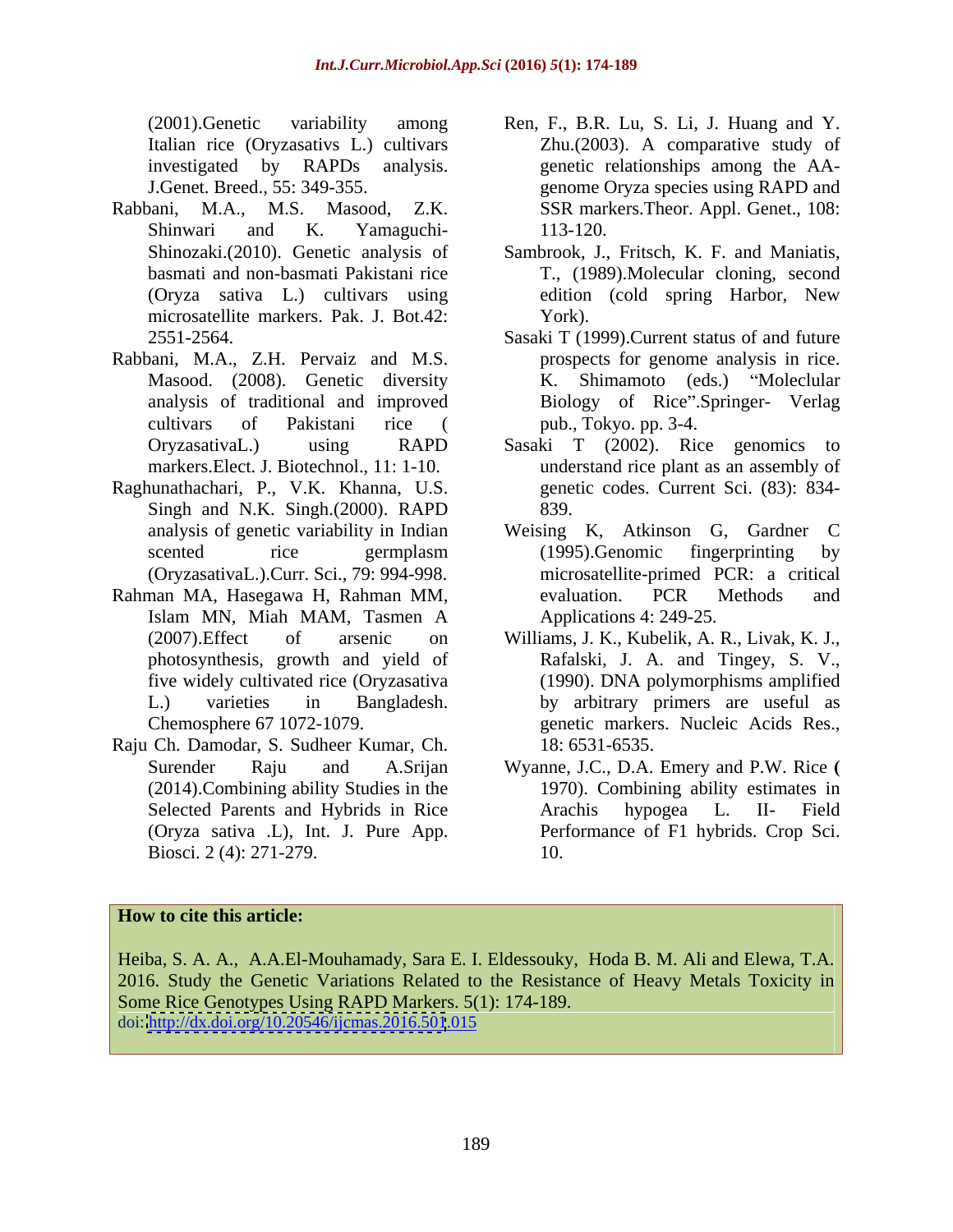(2001).Genetic variability among Italian rice (Oryzasativs L.) cultivars investigated by RAPDs analysis. J.Genet. Breed., 55: 349-355.

Rabbani, M.A., M.S. Masood, Z.K. Shinwari and K. Yamaguchi-Shinozaki.(2010). Genetic analysis of basmati and non-basmati Pakistani rice (Oryza sativa L.) cultivars using microsatellite markers. Pak. J. Bot.42: 2551-2564.

Rabbani, M.A., Z.H. Pervaiz and M.S. Masood. (2008). Genetic diversity analysis of traditional and improved cultivars of Pakistani rice ( OryzasativaL.) using RAPD markers.Elect. J. Biotechnol., 11: 1-10.

Raghunathachari, P., V.K. Khanna, U.S. Singh and N.K. Singh.(2000). RAPD analysis of genetic variability in Indian scented rice germplasm (OryzasativaL.).Curr. Sci., 79: 994-998.

Rahman MA, Hasegawa H, Rahman MM, Islam MN, Miah MAM, Tasmen A (2007).Effect of arsenic on photosynthesis, growth and yield of five widely cultivated rice (Oryzasativa L.) varieties in Bangladesh. Chemosphere 67 1072-1079.

Raju Ch. Damodar, S. Sudheer Kumar, Ch. Surender Raju and A.Srijan (2014).Combining ability Studies in the Selected Parents and Hybrids in Rice (Oryza sativa .L), Int. J. Pure App. Biosci. 2 (4): 271-279.

Ren, F., B.R. Lu, S. Li, J. Huang and Y. Zhu.(2003). A comparative study of genetic relationships among the AA-genome Oryza species using RAPD and SSR markers.Theor. Appl. Genet., 108: 113-120.

Sambrook, J., Fritsch, K. F. and Maniatis, T., (1989).Molecular cloning, second edition (cold spring Harbor, New York).

Sasaki T (1999).Current status of and future prospects for genome analysis in rice. K. Shimamoto (eds.) "Moleclular Biology of Rice".Springer- Verlag pub., Tokyo. pp. 3-4.

Sasaki T (2002). Rice genomics to understand rice plant as an assembly of genetic codes. Current Sci. (83): 834-839.

Weising K, Atkinson G, Gardner C (1995).Genomic fingerprinting by microsatellite-primed PCR: a critical evaluation. PCR Methods and Applications 4: 249-25.

Williams, J. K., Kubelik, A. R., Livak, K. J., Rafalski, J. A. and Tingey, S. V., (1990). DNA polymorphisms amplified by arbitrary primers are useful as genetic markers. Nucleic Acids Res., 18: 6531-6535.

Wyanne, J.C., D.A. Emery and P.W. Rice ( 1970). Combining ability estimates in Arachis hypogea L. II- Field Performance of F1 hybrids. Crop Sci. 10.

**How to cite this article:**

Heiba, S. A. A., A.A.El-Mouhamady, Sara E. I. Eldessouky, Hoda B. M. Ali and Elewa, T.A. 2016. Study the Genetic Variations Related to the Resistance of Heavy Metals Toxicity in Some Rice Genotypes Using RAPD Markers. 5(1): 174-189.
doi: http://dx.doi.org/10.20546/ijcmas.2016.501.015